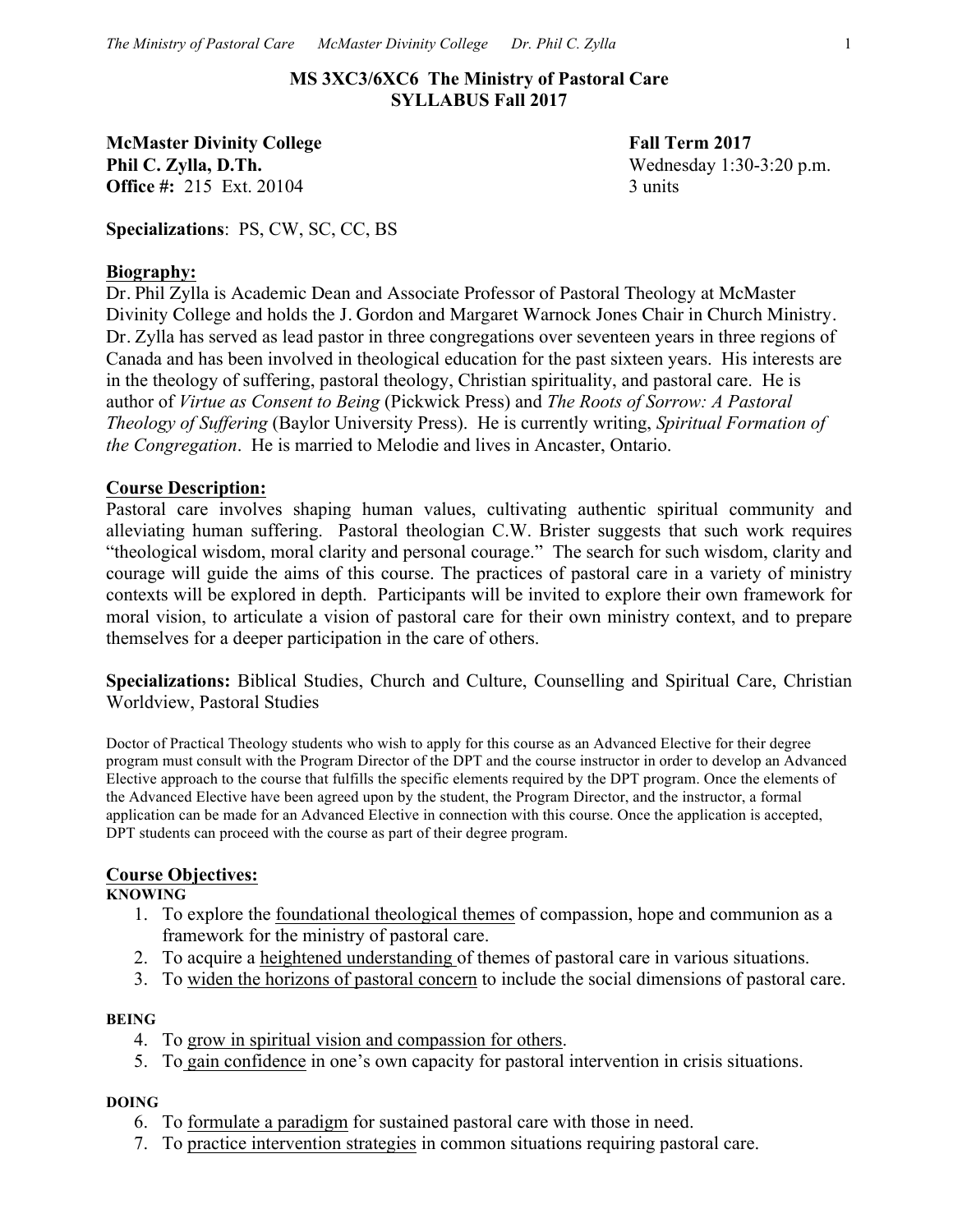# MS 3XC3/6XC6 The Ministry of Pastoral Care
## SYLLABUS Fall 2017

**McMaster Divinity College**
**Phil C. Zylla, D.Th.**
**Office #:** 215 Ext. 20104

**Fall Term 2017**
Wednesday 1:30-3:20 p.m.
3 units

**Specializations**: PS, CW, SC, CC, BS

## Biography:

Dr. Phil Zylla is Academic Dean and Associate Professor of Pastoral Theology at McMaster Divinity College and holds the J. Gordon and Margaret Warnock Jones Chair in Church Ministry. Dr. Zylla has served as lead pastor in three congregations over seventeen years in three regions of Canada and has been involved in theological education for the past sixteen years. His interests are in the theology of suffering, pastoral theology, Christian spirituality, and pastoral care. He is author of *Virtue as Consent to Being* (Pickwick Press) and *The Roots of Sorrow: A Pastoral Theology of Suffering* (Baylor University Press). He is currently writing, *Spiritual Formation of the Congregation*. He is married to Melodie and lives in Ancaster, Ontario.

## Course Description:

Pastoral care involves shaping human values, cultivating authentic spiritual community and alleviating human suffering. Pastoral theologian C.W. Brister suggests that such work requires "theological wisdom, moral clarity and personal courage." The search for such wisdom, clarity and courage will guide the aims of this course. The practices of pastoral care in a variety of ministry contexts will be explored in depth. Participants will be invited to explore their own framework for moral vision, to articulate a vision of pastoral care for their own ministry context, and to prepare themselves for a deeper participation in the care of others.

**Specializations:** Biblical Studies, Church and Culture, Counselling and Spiritual Care, Christian Worldview, Pastoral Studies

Doctor of Practical Theology students who wish to apply for this course as an Advanced Elective for their degree program must consult with the Program Director of the DPT and the course instructor in order to develop an Advanced Elective approach to the course that fulfills the specific elements required by the DPT program. Once the elements of the Advanced Elective have been agreed upon by the student, the Program Director, and the instructor, a formal application can be made for an Advanced Elective in connection with this course. Once the application is accepted, DPT students can proceed with the course as part of their degree program.

## Course Objectives:

**KNOWING**

1. To explore the foundational theological themes of compassion, hope and communion as a framework for the ministry of pastoral care.
2. To acquire a heightened understanding of themes of pastoral care in various situations.
3. To widen the horizons of pastoral concern to include the social dimensions of pastoral care.

**BEING**

4. To grow in spiritual vision and compassion for others.
5. To gain confidence in one's own capacity for pastoral intervention in crisis situations.

**DOING**

6. To formulate a paradigm for sustained pastoral care with those in need.
7. To practice intervention strategies in common situations requiring pastoral care.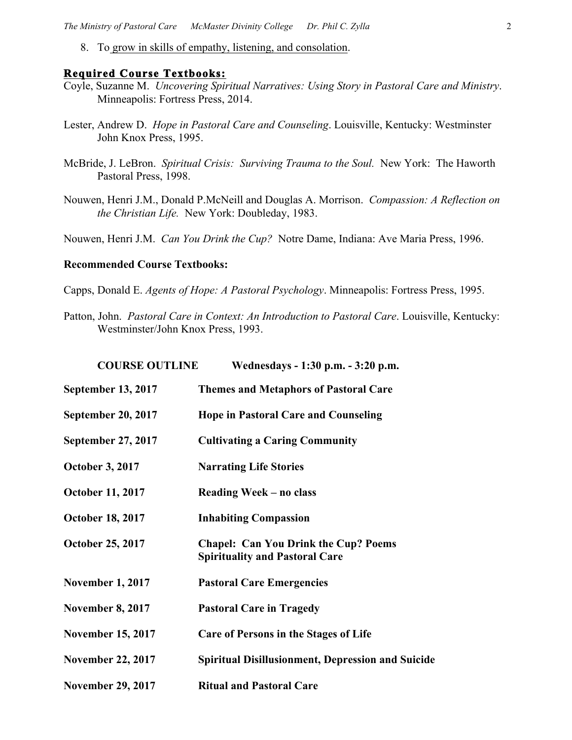8. To grow in skills of empathy, listening, and consolation.

## Required Course Textbooks:

Coyle, Suzanne M. *Uncovering Spiritual Narratives: Using Story in Pastoral Care and Ministry*. Minneapolis: Fortress Press, 2014.

Lester, Andrew D. *Hope in Pastoral Care and Counseling*. Louisville, Kentucky: Westminster John Knox Press, 1995.

McBride, J. LeBron. *Spiritual Crisis: Surviving Trauma to the Soul.* New York: The Haworth Pastoral Press, 1998.

Nouwen, Henri J.M., Donald P.McNeill and Douglas A. Morrison. *Compassion: A Reflection on the Christian Life.* New York: Doubleday, 1983.

Nouwen, Henri J.M. *Can You Drink the Cup?* Notre Dame, Indiana: Ave Maria Press, 1996.

## Recommended Course Textbooks:

Capps, Donald E. *Agents of Hope: A Pastoral Psychology*. Minneapolis: Fortress Press, 1995.

Patton, John. *Pastoral Care in Context: An Introduction to Pastoral Care*. Louisville, Kentucky: Westminster/John Knox Press, 1993.

| **COURSE OUTLINE** | **Wednesdays - 1:30 p.m. - 3:20 p.m.** |
|---|---|
| **September 13, 2017** | **Themes and Metaphors of Pastoral Care** |
| **September 20, 2017** | **Hope in Pastoral Care and Counseling** |
| **September 27, 2017** | **Cultivating a Caring Community** |
| **October 3, 2017** | **Narrating Life Stories** |
| **October 11, 2017** | **Reading Week – no class** |
| **October 18, 2017** | **Inhabiting Compassion** |
| **October 25, 2017** | **Chapel: Can You Drink the Cup? Poems Spirituality and Pastoral Care** |
| **November 1, 2017** | **Pastoral Care Emergencies** |
| **November 8, 2017** | **Pastoral Care in Tragedy** |
| **November 15, 2017** | **Care of Persons in the Stages of Life** |
| **November 22, 2017** | **Spiritual Disillusionment, Depression and Suicide** |
| **November 29, 2017** | **Ritual and Pastoral Care** |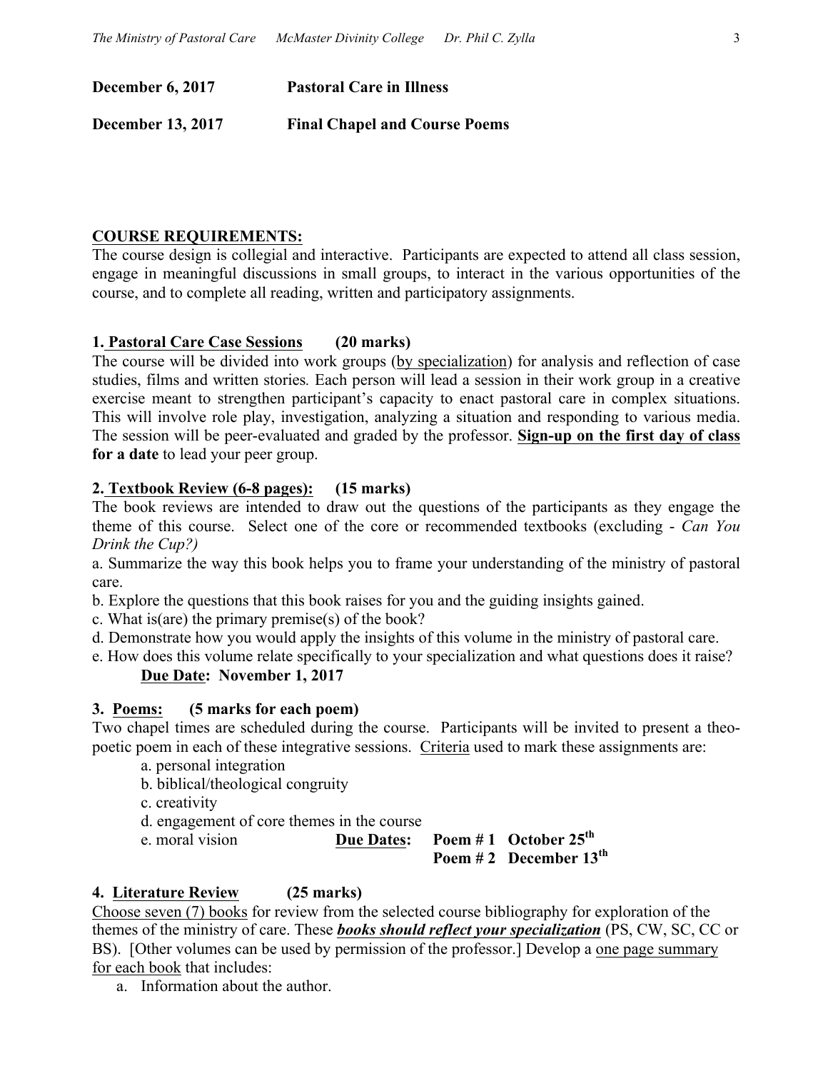**December 6, 2017** **Pastoral Care in Illness**

**December 13, 2017** **Final Chapel and Course Poems**

**COURSE REQUIREMENTS:**

The course design is collegial and interactive. Participants are expected to attend all class session, engage in meaningful discussions in small groups, to interact in the various opportunities of the course, and to complete all reading, written and participatory assignments.

**1. Pastoral Care Case Sessions (20 marks)**

The course will be divided into work groups (by specialization) for analysis and reflection of case studies, films and written stories. Each person will lead a session in their work group in a creative exercise meant to strengthen participant's capacity to enact pastoral care in complex situations. This will involve role play, investigation, analyzing a situation and responding to various media. The session will be peer-evaluated and graded by the professor. **Sign-up on the first day of class for a date** to lead your peer group.

**2. Textbook Review (6-8 pages): (15 marks)**

The book reviews are intended to draw out the questions of the participants as they engage the theme of this course. Select one of the core or recommended textbooks (excluding - *Can You Drink the Cup?)*

a. Summarize the way this book helps you to frame your understanding of the ministry of pastoral care.
b. Explore the questions that this book raises for you and the guiding insights gained.
c. What is(are) the primary premise(s) of the book?
d. Demonstrate how you would apply the insights of this volume in the ministry of pastoral care.
e. How does this volume relate specifically to your specialization and what questions does it raise?

**Due Date: November 1, 2017**

**3. Poems: (5 marks for each poem)**

Two chapel times are scheduled during the course. Participants will be invited to present a theo-poetic poem in each of these integrative sessions. Criteria used to mark these assignments are:

a. personal integration
b. biblical/theological congruity
c. creativity
d. engagement of core themes in the course
e. moral vision

**Due Dates: Poem # 1 October 25th**
**Poem # 2 December 13th**

**4. Literature Review (25 marks)**

Choose seven (7) books for review from the selected course bibliography for exploration of the themes of the ministry of care. These ***books should reflect your specialization*** (PS, CW, SC, CC or BS). [Other volumes can be used by permission of the professor.] Develop a one page summary for each book that includes:

a. Information about the author.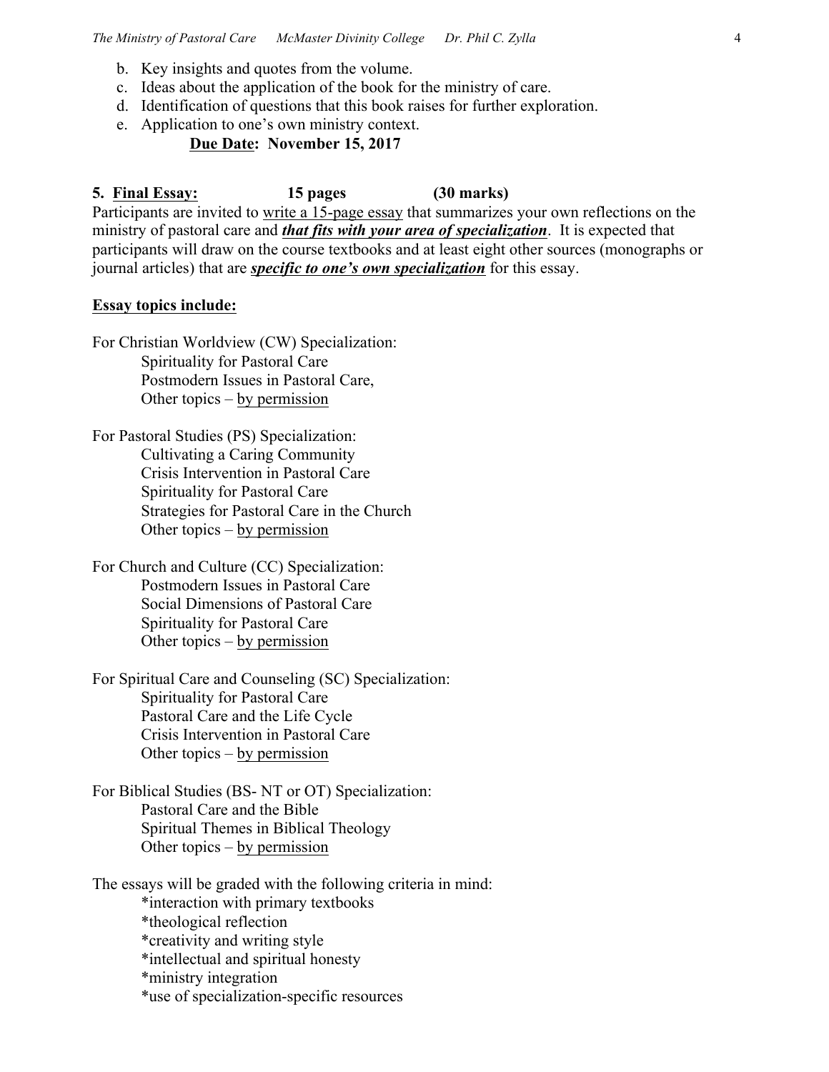b. Key insights and quotes from the volume.
c. Ideas about the application of the book for the ministry of care.
d. Identification of questions that this book raises for further exploration.
e. Application to one's own ministry context.

**Due Date: November 15, 2017**

**5. Final Essay: 15 pages (30 marks)**

Participants are invited to write a 15-page essay that summarizes your own reflections on the ministry of pastoral care and ***that fits with your area of specialization***. It is expected that participants will draw on the course textbooks and at least eight other sources (monographs or journal articles) that are ***specific to one's own specialization*** for this essay.

**Essay topics include:**

For Christian Worldview (CW) Specialization:
- Spirituality for Pastoral Care
- Postmodern Issues in Pastoral Care,
- Other topics – by permission

For Pastoral Studies (PS) Specialization:
- Cultivating a Caring Community
- Crisis Intervention in Pastoral Care
- Spirituality for Pastoral Care
- Strategies for Pastoral Care in the Church
- Other topics – by permission

For Church and Culture (CC) Specialization:
- Postmodern Issues in Pastoral Care
- Social Dimensions of Pastoral Care
- Spirituality for Pastoral Care
- Other topics – by permission

For Spiritual Care and Counseling (SC) Specialization:
- Spirituality for Pastoral Care
- Pastoral Care and the Life Cycle
- Crisis Intervention in Pastoral Care
- Other topics – by permission

For Biblical Studies (BS- NT or OT) Specialization:
- Pastoral Care and the Bible
- Spiritual Themes in Biblical Theology
- Other topics – by permission

The essays will be graded with the following criteria in mind:

*interaction with primary textbooks
*theological reflection
*creativity and writing style
*intellectual and spiritual honesty
*ministry integration
*use of specialization-specific resources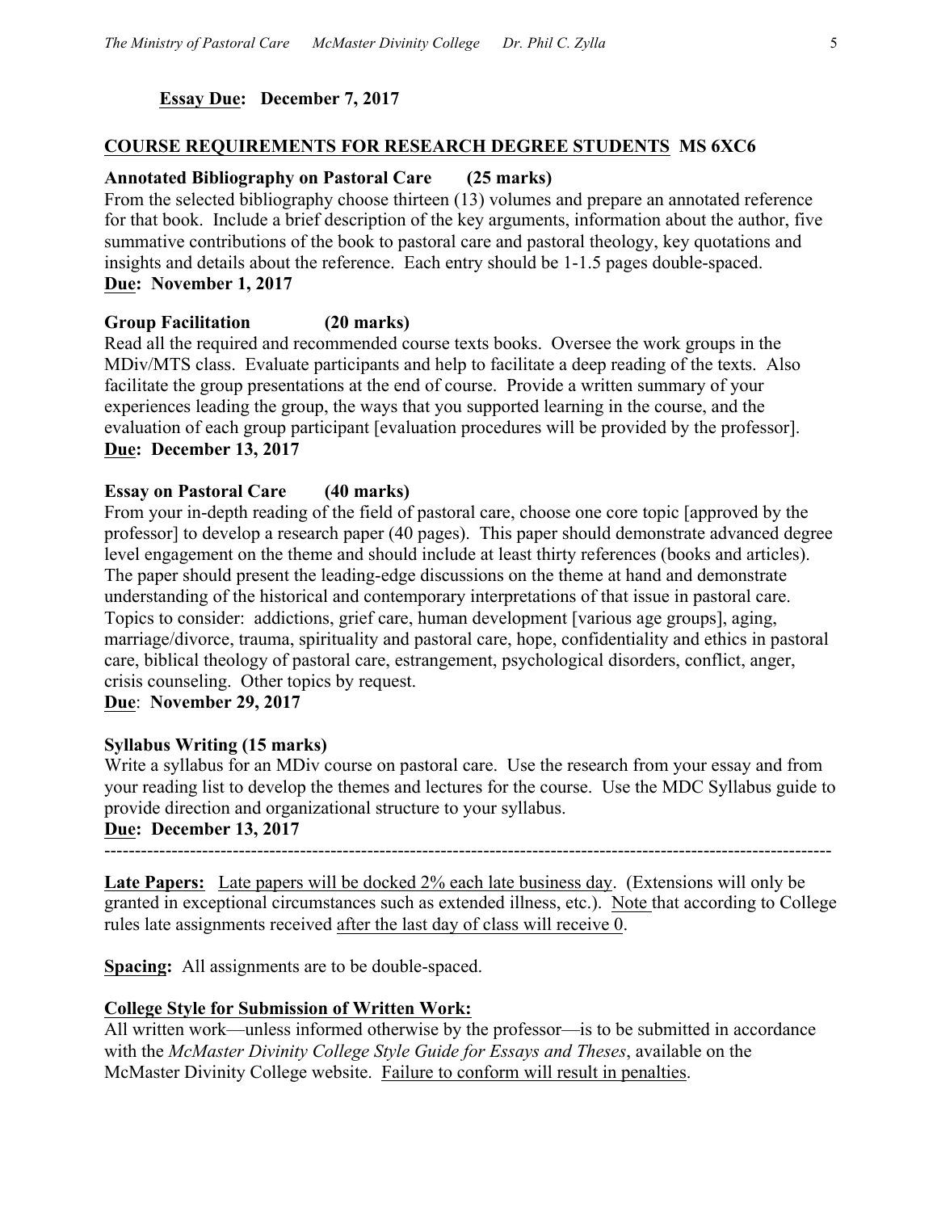**<u>Essay Due</u>: December 7, 2017**

## <u>COURSE REQUIREMENTS FOR RESEARCH DEGREE STUDENTS</u> MS 6XC6

**Annotated Bibliography on Pastoral Care (25 marks)**

From the selected bibliography choose thirteen (13) volumes and prepare an annotated reference for that book. Include a brief description of the key arguments, information about the author, five summative contributions of the book to pastoral care and pastoral theology, key quotations and insights and details about the reference. Each entry should be 1-1.5 pages double-spaced.

**<u>Due</u>: November 1, 2017**

**Group Facilitation (20 marks)**

Read all the required and recommended course texts books. Oversee the work groups in the MDiv/MTS class. Evaluate participants and help to facilitate a deep reading of the texts. Also facilitate the group presentations at the end of course. Provide a written summary of your experiences leading the group, the ways that you supported learning in the course, and the evaluation of each group participant [evaluation procedures will be provided by the professor].

**<u>Due</u>: December 13, 2017**

**Essay on Pastoral Care (40 marks)**

From your in-depth reading of the field of pastoral care, choose one core topic [approved by the professor] to develop a research paper (40 pages). This paper should demonstrate advanced degree level engagement on the theme and should include at least thirty references (books and articles). The paper should present the leading-edge discussions on the theme at hand and demonstrate understanding of the historical and contemporary interpretations of that issue in pastoral care. Topics to consider: addictions, grief care, human development [various age groups], aging, marriage/divorce, trauma, spirituality and pastoral care, hope, confidentiality and ethics in pastoral care, biblical theology of pastoral care, estrangement, psychological disorders, conflict, anger, crisis counseling. Other topics by request.

**<u>Due</u>: November 29, 2017**

**Syllabus Writing (15 marks)**

Write a syllabus for an MDiv course on pastoral care. Use the research from your essay and from your reading list to develop the themes and lectures for the course. Use the MDC Syllabus guide to provide direction and organizational structure to your syllabus.

**<u>Due</u>: December 13, 2017**

---

**<u>Late Papers:</u>** <u>Late papers will be docked 2% each late business day</u>. (Extensions will only be granted in exceptional circumstances such as extended illness, etc.). <u>Note</u> that according to College rules late assignments received <u>after the last day of class will receive 0</u>.

**<u>Spacing:</u>** All assignments are to be double-spaced.

**<u>College Style for Submission of Written Work:</u>**

All written work—unless informed otherwise by the professor—is to be submitted in accordance with the *McMaster Divinity College Style Guide for Essays and Theses*, available on the McMaster Divinity College website. <u>Failure to conform will result in penalties</u>.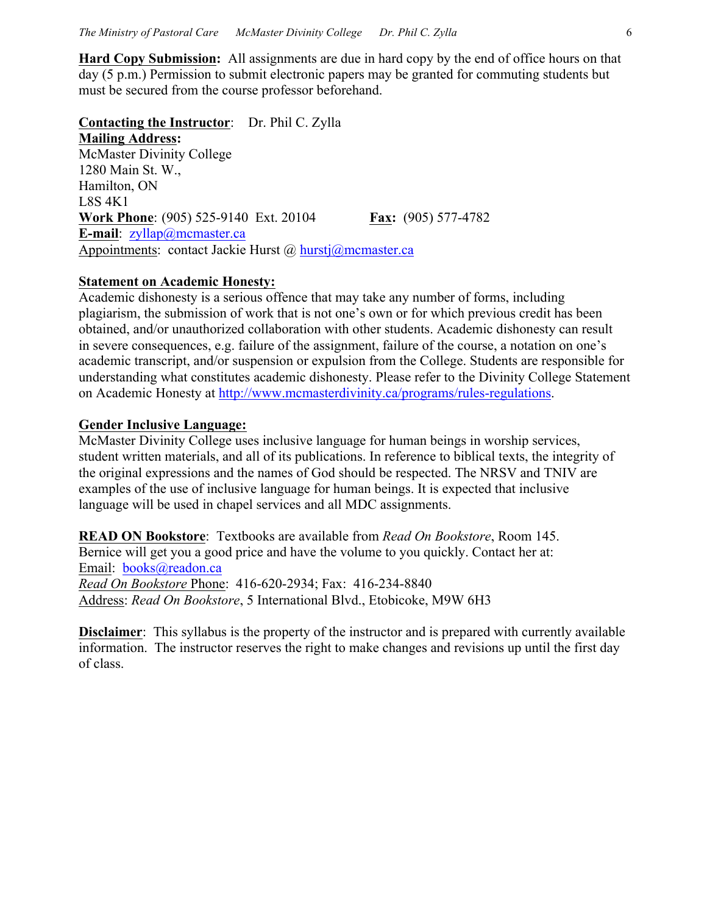**Hard Copy Submission:** All assignments are due in hard copy by the end of office hours on that day (5 p.m.) Permission to submit electronic papers may be granted for commuting students but must be secured from the course professor beforehand.

**Contacting the Instructor**: Dr. Phil C. Zylla
**Mailing Address:**
McMaster Divinity College
1280 Main St. W.,
Hamilton, ON
L8S 4K1
**Work Phone**: (905) 525-9140 Ext. 20104 **Fax:** (905) 577-4782
**E-mail**: zyllap@mcmaster.ca
Appointments: contact Jackie Hurst @ hurstj@mcmaster.ca

**Statement on Academic Honesty:**
Academic dishonesty is a serious offence that may take any number of forms, including plagiarism, the submission of work that is not one's own or for which previous credit has been obtained, and/or unauthorized collaboration with other students. Academic dishonesty can result in severe consequences, e.g. failure of the assignment, failure of the course, a notation on one's academic transcript, and/or suspension or expulsion from the College. Students are responsible for understanding what constitutes academic dishonesty. Please refer to the Divinity College Statement on Academic Honesty at http://www.mcmasterdivinity.ca/programs/rules-regulations.

**Gender Inclusive Language:**
McMaster Divinity College uses inclusive language for human beings in worship services, student written materials, and all of its publications. In reference to biblical texts, the integrity of the original expressions and the names of God should be respected. The NRSV and TNIV are examples of the use of inclusive language for human beings. It is expected that inclusive language will be used in chapel services and all MDC assignments.

**READ ON Bookstore**: Textbooks are available from *Read On Bookstore*, Room 145. Bernice will get you a good price and have the volume to you quickly. Contact her at:
Email: books@readon.ca
*Read On Bookstore* Phone: 416-620-2934; Fax: 416-234-8840
Address: *Read On Bookstore*, 5 International Blvd., Etobicoke, M9W 6H3

**Disclaimer**: This syllabus is the property of the instructor and is prepared with currently available information. The instructor reserves the right to make changes and revisions up until the first day of class.